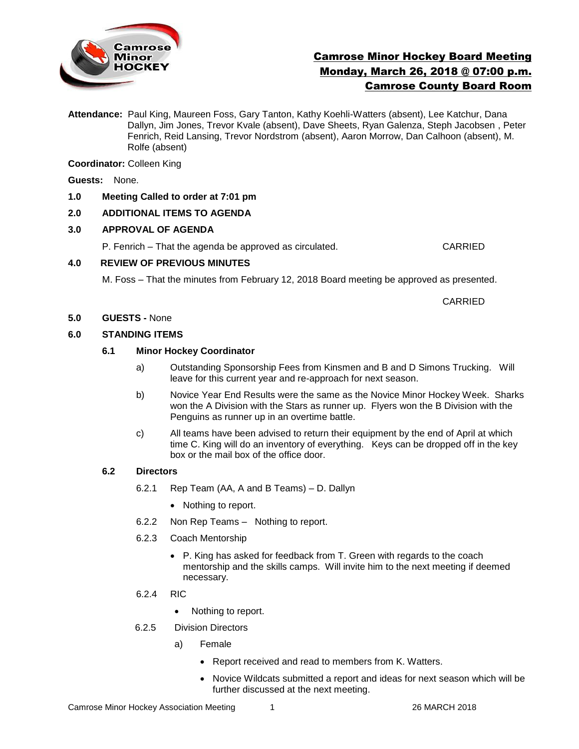# Camrose Minor Hockey Board Meeting
## Monday, March 26, 2018 @ 07:00 p.m.
## Camrose County Board Room

**Attendance:** Paul King, Maureen Foss, Gary Tanton, Kathy Koehli-Watters (absent), Lee Katchur, Dana Dallyn, Jim Jones, Trevor Kvale (absent), Dave Sheets, Ryan Galenza, Steph Jacobsen , Peter Fenrich, Reid Lansing, Trevor Nordstrom (absent), Aaron Morrow, Dan Calhoon (absent), M. Rolfe (absent)

**Coordinator:** Colleen King

**Guests:** None.

**1.0 Meeting Called to order at 7:01 pm**

**2.0 ADDITIONAL ITEMS TO AGENDA**

**3.0 APPROVAL OF AGENDA**

P. Fenrich – That the agenda be approved as circulated. CARRIED

**4.0 REVIEW OF PREVIOUS MINUTES**

M. Foss – That the minutes from February 12, 2018 Board meeting be approved as presented.

CARRIED

**5.0 GUESTS -** None

**6.0 STANDING ITEMS**

**6.1 Minor Hockey Coordinator**

a) Outstanding Sponsorship Fees from Kinsmen and B and D Simons Trucking. Will leave for this current year and re-approach for next season.

b) Novice Year End Results were the same as the Novice Minor Hockey Week. Sharks won the A Division with the Stars as runner up. Flyers won the B Division with the Penguins as runner up in an overtime battle.

c) All teams have been advised to return their equipment by the end of April at which time C. King will do an inventory of everything. Keys can be dropped off in the key box or the mail box of the office door.

**6.2 Directors**

6.2.1 Rep Team (AA, A and B Teams) – D. Dallyn

- Nothing to report.

6.2.2 Non Rep Teams – Nothing to report.

6.2.3 Coach Mentorship

- P. King has asked for feedback from T. Green with regards to the coach mentorship and the skills camps. Will invite him to the next meeting if deemed necessary.

6.2.4 RIC

- Nothing to report.

6.2.5 Division Directors

a) Female

- Report received and read to members from K. Watters.
- Novice Wildcats submitted a report and ideas for next season which will be further discussed at the next meeting.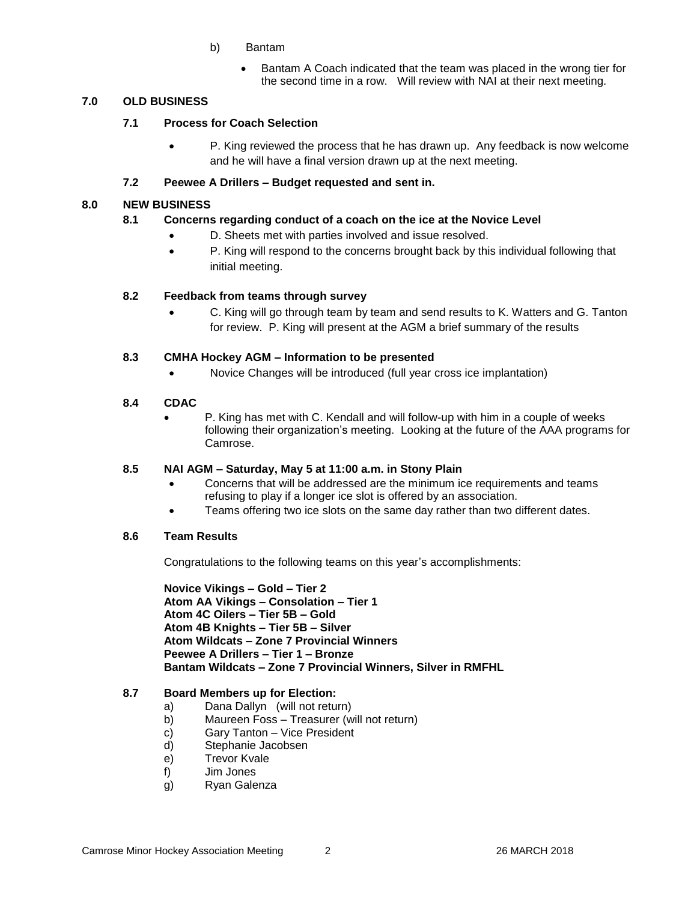b) Bantam

- Bantam A Coach indicated that the team was placed in the wrong tier for the second time in a row. Will review with NAI at their next meeting.

## 7.0 OLD BUSINESS

### 7.1 Process for Coach Selection

- P. King reviewed the process that he has drawn up. Any feedback is now welcome and he will have a final version drawn up at the next meeting.

### 7.2 Peewee A Drillers – Budget requested and sent in.

## 8.0 NEW BUSINESS

### 8.1 Concerns regarding conduct of a coach on the ice at the Novice Level

- D. Sheets met with parties involved and issue resolved.
- P. King will respond to the concerns brought back by this individual following that initial meeting.

### 8.2 Feedback from teams through survey

- C. King will go through team by team and send results to K. Watters and G. Tanton for review. P. King will present at the AGM a brief summary of the results

### 8.3 CMHA Hockey AGM – Information to be presented

- Novice Changes will be introduced (full year cross ice implantation)

### 8.4 CDAC

- P. King has met with C. Kendall and will follow-up with him in a couple of weeks following their organization's meeting. Looking at the future of the AAA programs for Camrose.

### 8.5 NAI AGM – Saturday, May 5 at 11:00 a.m. in Stony Plain

- Concerns that will be addressed are the minimum ice requirements and teams refusing to play if a longer ice slot is offered by an association.
- Teams offering two ice slots on the same day rather than two different dates.

### 8.6 Team Results

Congratulations to the following teams on this year's accomplishments:

**Novice Vikings – Gold – Tier 2**
**Atom AA Vikings – Consolation – Tier 1**
**Atom 4C Oilers – Tier 5B – Gold**
**Atom 4B Knights – Tier 5B – Silver**
**Atom Wildcats – Zone 7 Provincial Winners**
**Peewee A Drillers – Tier 1 – Bronze**
**Bantam Wildcats – Zone 7 Provincial Winners, Silver in RMFHL**

### 8.7 Board Members up for Election:

a) Dana Dallyn (will not return)
b) Maureen Foss – Treasurer (will not return)
c) Gary Tanton – Vice President
d) Stephanie Jacobsen
e) Trevor Kvale
f) Jim Jones
g) Ryan Galenza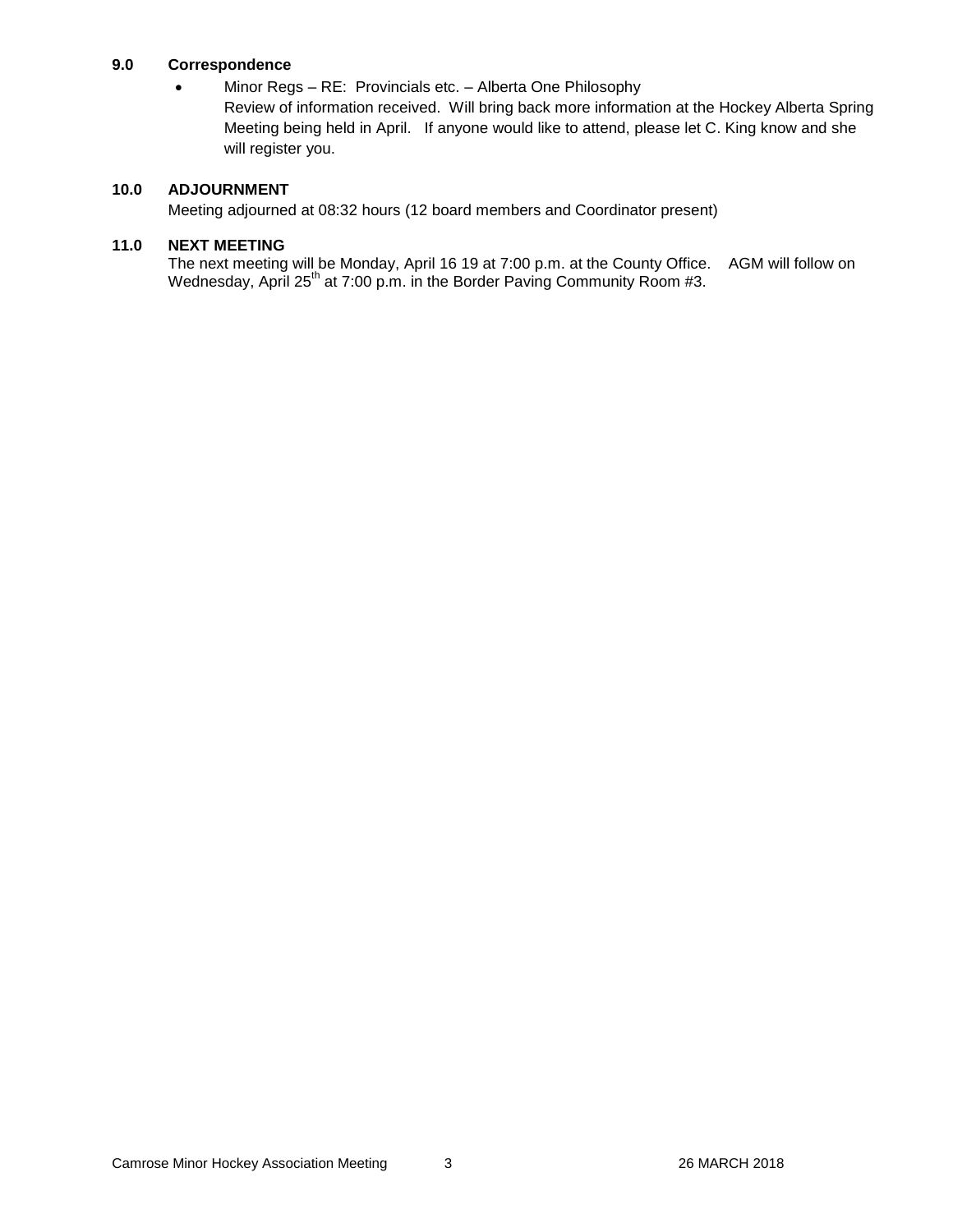## 9.0 Correspondence

- Minor Regs – RE: Provincials etc. – Alberta One Philosophy
  Review of information received. Will bring back more information at the Hockey Alberta Spring Meeting being held in April. If anyone would like to attend, please let C. King know and she will register you.

## 10.0 ADJOURNMENT

Meeting adjourned at 08:32 hours (12 board members and Coordinator present)

## 11.0 NEXT MEETING

The next meeting will be Monday, April 16 19 at 7:00 p.m. at the County Office. AGM will follow on Wednesday, April 25th at 7:00 p.m. in the Border Paving Community Room #3.